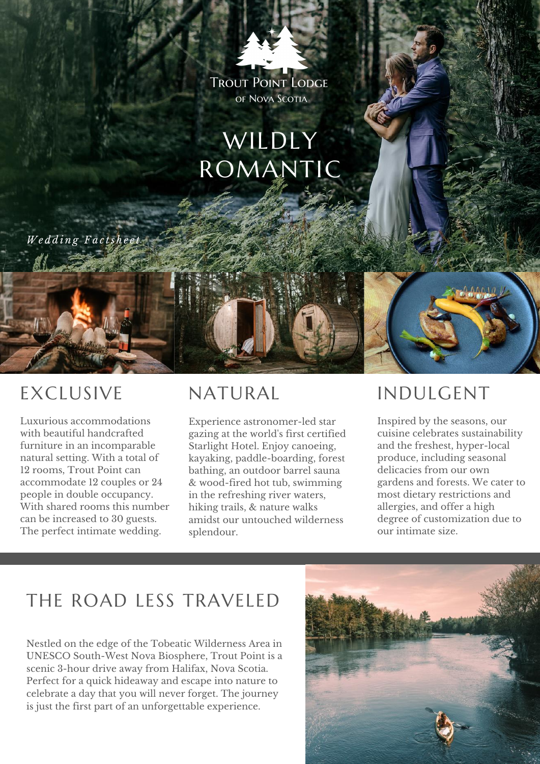Trout Point Lodge of Nova Scotia

# WILDLY ROMANTIC

*Wedding Factsheet*

## EXCLUSIVE

Luxurious accommodations with beautiful handcrafted furniture in an incomparable natural setting. With a total of 12 rooms, Trout Point can accommodate 12 couples or 24 people in double occupancy. With shared rooms this number can be increased to 30 guests. The perfect intimate wedding.

## NATURAL

Experience astronomer-led star gazing at the world's first certified Starlight Hotel. Enjoy canoeing, kayaking, paddle-boarding, forest bathing, an outdoor barrel sauna & wood-fired hot tub, swimming in the refreshing river waters, hiking trails, & nature walks amidst our untouched wilderness splendour.

## INDULGENT

Inspired by the seasons, our cuisine celebrates sustainability and the freshest, hyper-local produce, including seasonal delicacies from our own gardens and forests. We cater to most dietary restrictions and allergies, and offer a high degree of customization due to our intimate size.

## THE ROAD LESS TRAVELED

Nestled on the edge of the Tobeatic Wilderness Area in UNESCO South-West Nova Biosphere, Trout Point is a scenic 3-hour drive away from Halifax, Nova Scotia. Perfect for a quick hideaway and escape into nature to celebrate a day that you will never forget. The journey is just the first part of an unforgettable experience.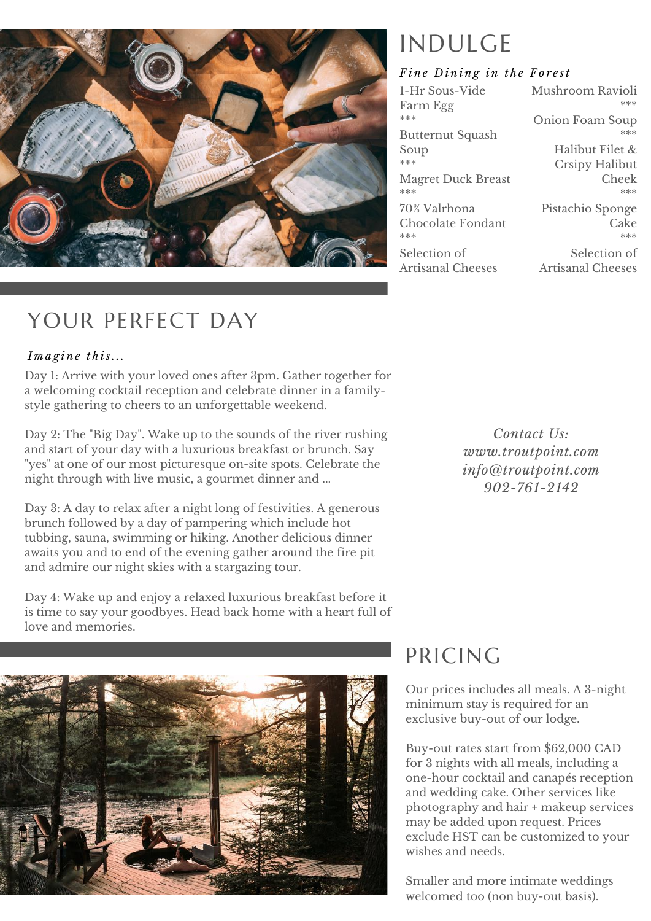# INDULGE

***Fine Dining in the Forest***

1-Hr Sous-Vide Farm Egg
***
Butternut Squash Soup
***
Magret Duck Breast
***
70% Valrhona Chocolate Fondant
***
Selection of Artisanal Cheeses

Mushroom Ravioli
***
Onion Foam Soup
***
Halibut Filet & Crsipy Halibut Cheek
***
Pistachio Sponge Cake
***
Selection of Artisanal Cheeses

# YOUR PERFECT DAY

***Imagine this...***

Day 1: Arrive with your loved ones after 3pm. Gather together for a welcoming cocktail reception and celebrate dinner in a family-style gathering to cheers to an unforgettable weekend.

Day 2: The "Big Day". Wake up to the sounds of the river rushing and start of your day with a luxurious breakfast or brunch. Say "yes" at one of our most picturesque on-site spots. Celebrate the night through with live music, a gourmet dinner and ...

Day 3: A day to relax after a night long of festivities. A generous brunch followed by a day of pampering which include hot tubbing, sauna, swimming or hiking. Another delicious dinner awaits you and to end of the evening gather around the fire pit and admire our night skies with a stargazing tour.

Day 4: Wake up and enjoy a relaxed luxurious breakfast before it is time to say your goodbyes. Head back home with a heart full of love and memories.

*Contact Us:*
*www.troutpoint.com*
*info@troutpoint.com*
*902-761-2142*

# PRICING

Our prices includes all meals. A 3-night minimum stay is required for an exclusive buy-out of our lodge.

Buy-out rates start from $62,000 CAD for 3 nights with all meals, including a one-hour cocktail and canapés reception and wedding cake. Other services like photography and hair + makeup services may be added upon request. Prices exclude HST can be customized to your wishes and needs.

Smaller and more intimate weddings welcomed too (non buy-out basis).